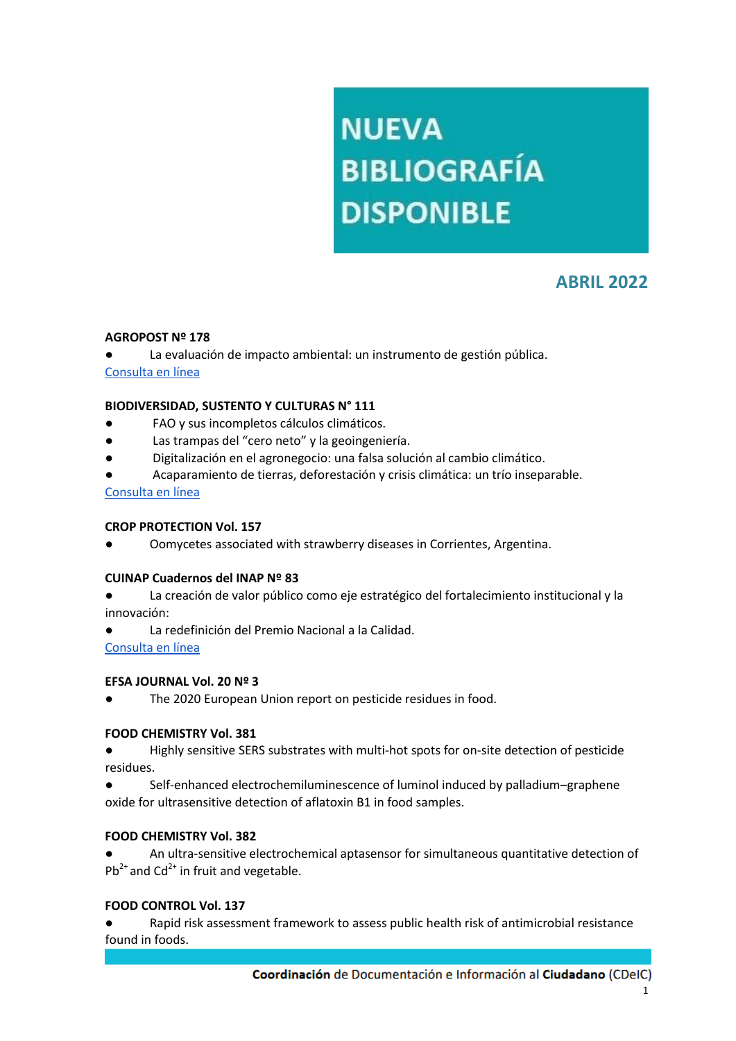# NUEVA BIBLIOGRAFÍA DISPONIBLE

## ABRIL 2022

**AGROPOST Nº 178**

- La evaluación de impacto ambiental: un instrumento de gestión pública.

Consulta en línea

**BIODIVERSIDAD, SUSTENTO Y CULTURAS N° 111**

- FAO y sus incompletos cálculos climáticos.
- Las trampas del "cero neto" y la geoingeniería.
- Digitalización en el agronegocio: una falsa solución al cambio climático.
- Acaparamiento de tierras, deforestación y crisis climática: un trío inseparable.

Consulta en línea

**CROP PROTECTION Vol. 157**

- Oomycetes associated with strawberry diseases in Corrientes, Argentina.

**CUINAP Cuadernos del INAP Nº 83**

- La creación de valor público como eje estratégico del fortalecimiento institucional y la innovación:
- La redefinición del Premio Nacional a la Calidad.

Consulta en línea

**EFSA JOURNAL Vol. 20 Nº 3**

- The 2020 European Union report on pesticide residues in food.

**FOOD CHEMISTRY Vol. 381**

- Highly sensitive SERS substrates with multi-hot spots for on-site detection of pesticide residues.
- Self-enhanced electrochemiluminescence of luminol induced by palladium–graphene oxide for ultrasensitive detection of aflatoxin B1 in food samples.

**FOOD CHEMISTRY Vol. 382**

- An ultra-sensitive electrochemical aptasensor for simultaneous quantitative detection of $Pb^{2+}$ and $Cd^{2+}$ in fruit and vegetable.

**FOOD CONTROL Vol. 137**

- Rapid risk assessment framework to assess public health risk of antimicrobial resistance found in foods.

**Coordinación** de Documentación e Información al **Ciudadano** (CDeIC)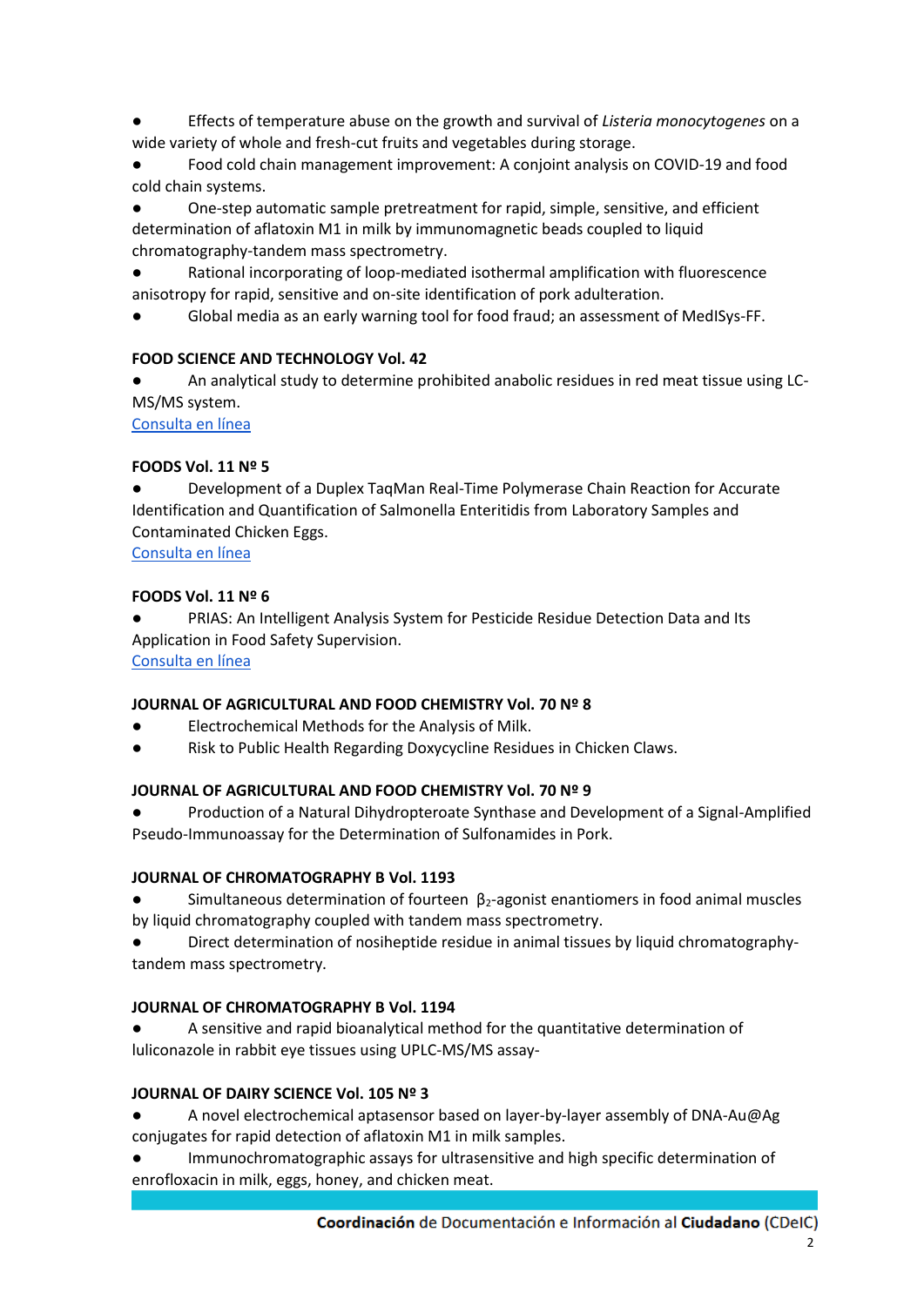- Effects of temperature abuse on the growth and survival of *Listeria monocytogenes* on a wide variety of whole and fresh-cut fruits and vegetables during storage.
- Food cold chain management improvement: A conjoint analysis on COVID-19 and food cold chain systems.
- One-step automatic sample pretreatment for rapid, simple, sensitive, and efficient determination of aflatoxin M1 in milk by immunomagnetic beads coupled to liquid chromatography-tandem mass spectrometry.
- Rational incorporating of loop-mediated isothermal amplification with fluorescence anisotropy for rapid, sensitive and on-site identification of pork adulteration.
- Global media as an early warning tool for food fraud; an assessment of MedISys-FF.

**FOOD SCIENCE AND TECHNOLOGY Vol. 42**

- An analytical study to determine prohibited anabolic residues in red meat tissue using LC-MS/MS system.

Consulta en línea

**FOODS Vol. 11 Nº 5**

- Development of a Duplex TaqMan Real-Time Polymerase Chain Reaction for Accurate Identification and Quantification of Salmonella Enteritidis from Laboratory Samples and Contaminated Chicken Eggs.

Consulta en línea

**FOODS Vol. 11 Nº 6**

- PRIAS: An Intelligent Analysis System for Pesticide Residue Detection Data and Its Application in Food Safety Supervision.

Consulta en línea

**JOURNAL OF AGRICULTURAL AND FOOD CHEMISTRY Vol. 70 Nº 8**

- Electrochemical Methods for the Analysis of Milk.
- Risk to Public Health Regarding Doxycycline Residues in Chicken Claws.

**JOURNAL OF AGRICULTURAL AND FOOD CHEMISTRY Vol. 70 Nº 9**

- Production of a Natural Dihydropteroate Synthase and Development of a Signal-Amplified Pseudo-Immunoassay for the Determination of Sulfonamides in Pork.

**JOURNAL OF CHROMATOGRAPHY B Vol. 1193**

- Simultaneous determination of fourteen $\beta_2$-agonist enantiomers in food animal muscles by liquid chromatography coupled with tandem mass spectrometry.
- Direct determination of nosiheptide residue in animal tissues by liquid chromatography-tandem mass spectrometry.

**JOURNAL OF CHROMATOGRAPHY B Vol. 1194**

- A sensitive and rapid bioanalytical method for the quantitative determination of luliconazole in rabbit eye tissues using UPLC-MS/MS assay-

**JOURNAL OF DAIRY SCIENCE Vol. 105 Nº 3**

- A novel electrochemical aptasensor based on layer-by-layer assembly of DNA-Au@Ag conjugates for rapid detection of aflatoxin M1 in milk samples.
- Immunochromatographic assays for ultrasensitive and high specific determination of enrofloxacin in milk, eggs, honey, and chicken meat.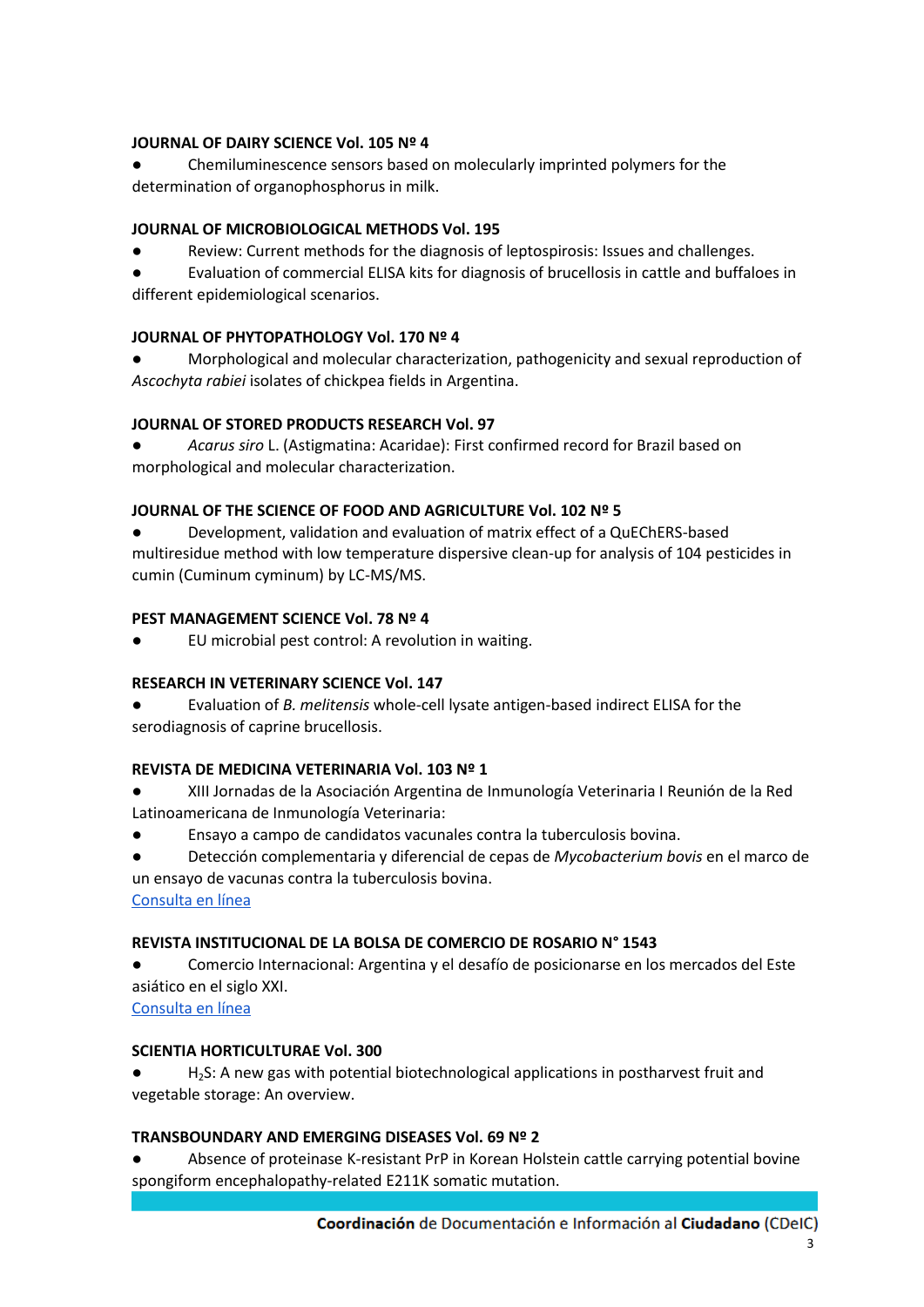**JOURNAL OF DAIRY SCIENCE Vol. 105 Nº 4**

- Chemiluminescence sensors based on molecularly imprinted polymers for the determination of organophosphorus in milk.

**JOURNAL OF MICROBIOLOGICAL METHODS Vol. 195**

- Review: Current methods for the diagnosis of leptospirosis: Issues and challenges.
- Evaluation of commercial ELISA kits for diagnosis of brucellosis in cattle and buffaloes in different epidemiological scenarios.

**JOURNAL OF PHYTOPATHOLOGY Vol. 170 Nº 4**

- Morphological and molecular characterization, pathogenicity and sexual reproduction of *Ascochyta rabiei* isolates of chickpea fields in Argentina.

**JOURNAL OF STORED PRODUCTS RESEARCH Vol. 97**

- *Acarus siro* L. (Astigmatina: Acaridae): First confirmed record for Brazil based on morphological and molecular characterization.

**JOURNAL OF THE SCIENCE OF FOOD AND AGRICULTURE Vol. 102 Nº 5**

- Development, validation and evaluation of matrix effect of a QuEChERS-based multiresidue method with low temperature dispersive clean-up for analysis of 104 pesticides in cumin (Cuminum cyminum) by LC-MS/MS.

**PEST MANAGEMENT SCIENCE Vol. 78 Nº 4**

- EU microbial pest control: A revolution in waiting.

**RESEARCH IN VETERINARY SCIENCE Vol. 147**

- Evaluation of *B. melitensis* whole-cell lysate antigen-based indirect ELISA for the serodiagnosis of caprine brucellosis.

**REVISTA DE MEDICINA VETERINARIA Vol. 103 Nº 1**

- XIII Jornadas de la Asociación Argentina de Inmunología Veterinaria I Reunión de la Red Latinoamericana de Inmunología Veterinaria:
- Ensayo a campo de candidatos vacunales contra la tuberculosis bovina.
- Detección complementaria y diferencial de cepas de *Mycobacterium bovis* en el marco de un ensayo de vacunas contra la tuberculosis bovina.

Consulta en línea

**REVISTA INSTITUCIONAL DE LA BOLSA DE COMERCIO DE ROSARIO N° 1543**

- Comercio Internacional: Argentina y el desafío de posicionarse en los mercados del Este asiático en el siglo XXI.

Consulta en línea

**SCIENTIA HORTICULTURAE Vol. 300**

- $H_2S$: A new gas with potential biotechnological applications in postharvest fruit and vegetable storage: An overview.

**TRANSBOUNDARY AND EMERGING DISEASES Vol. 69 Nº 2**

- Absence of proteinase K-resistant PrP in Korean Holstein cattle carrying potential bovine spongiform encephalopathy-related E211K somatic mutation.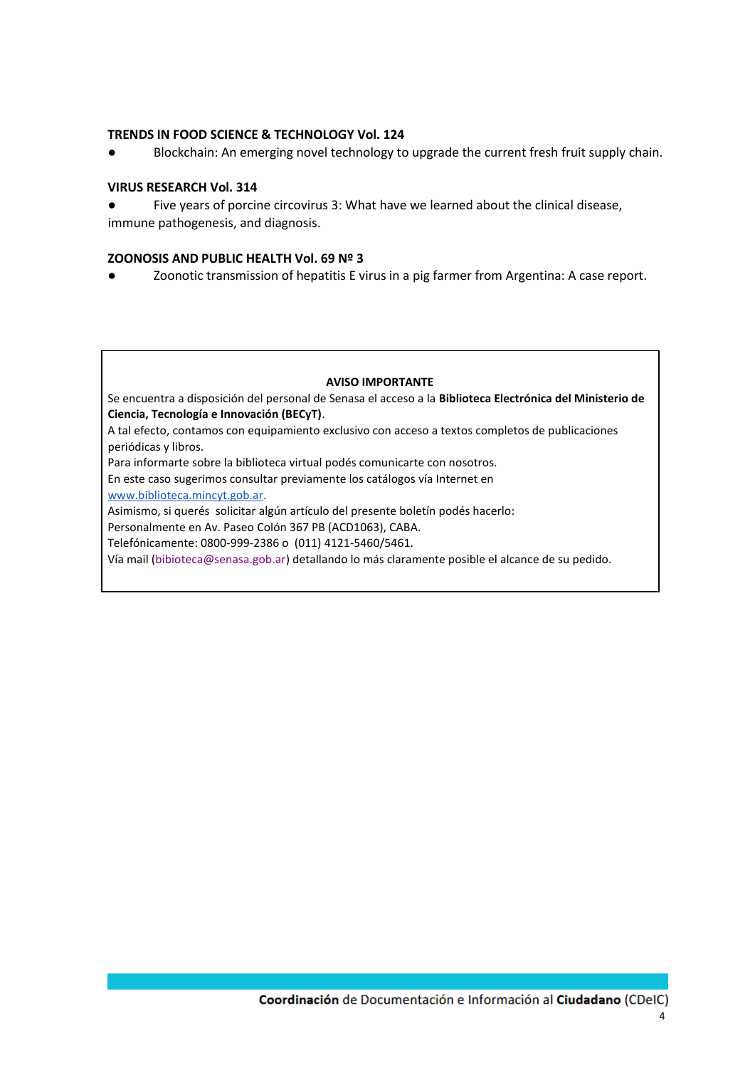**TRENDS IN FOOD SCIENCE & TECHNOLOGY Vol. 124**

- Blockchain: An emerging novel technology to upgrade the current fresh fruit supply chain.

**VIRUS RESEARCH Vol. 314**

- Five years of porcine circovirus 3: What have we learned about the clinical disease, immune pathogenesis, and diagnosis.

**ZOONOSIS AND PUBLIC HEALTH Vol. 69 Nº 3**

- Zoonotic transmission of hepatitis E virus in a pig farmer from Argentina: A case report.

**AVISO IMPORTANTE**

Se encuentra a disposición del personal de Senasa el acceso a la **Biblioteca Electrónica del Ministerio de Ciencia, Tecnología e Innovación (BECyT)**.
A tal efecto, contamos con equipamiento exclusivo con acceso a textos completos de publicaciones periódicas y libros.
Para informarte sobre la biblioteca virtual podés comunicarte con nosotros.
En este caso sugerimos consultar previamente los catálogos vía Internet en [www.biblioteca.mincyt.gob.ar](http://www.biblioteca.mincyt.gob.ar).
Asimismo, si querés solicitar algún artículo del presente boletín podés hacerlo:
Personalmente en Av. Paseo Colón 367 PB (ACD1063), CABA.
Telefónicamente: 0800-999-2386 o (011) 4121-5460/5461.
Vía mail (bibioteca@senasa.gob.ar) detallando lo más claramente posible el alcance de su pedido.